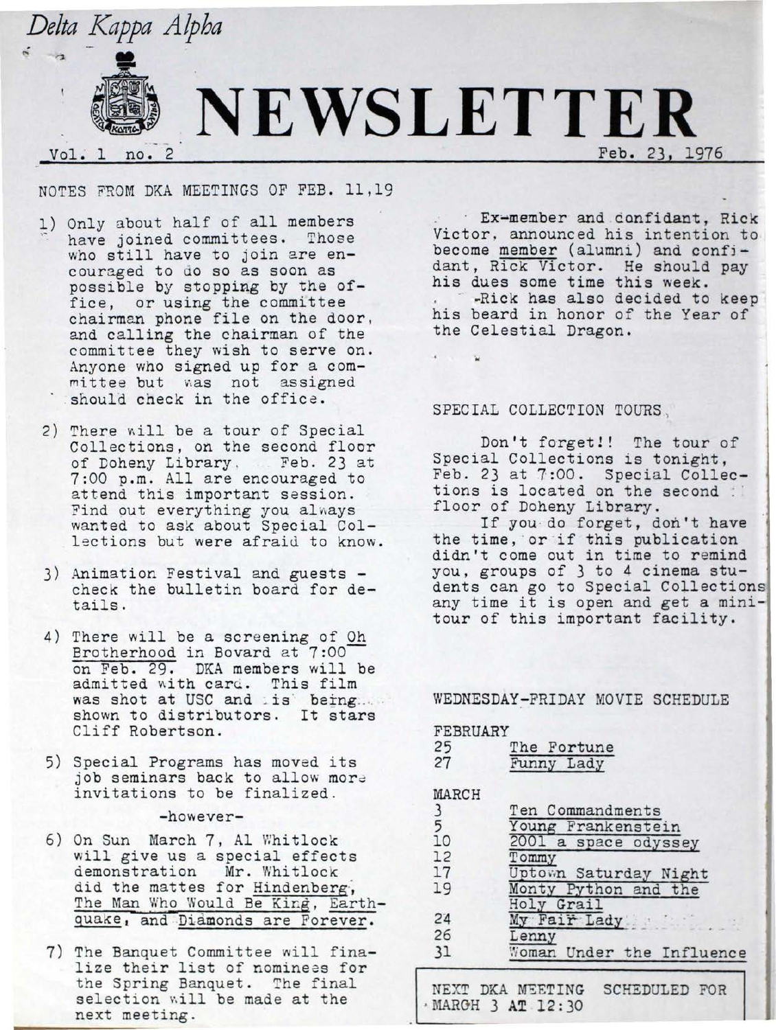*Delta Kappa Alpha*

# NEWSLETTER

Vol. 1 no. 2 — Feb. 23, 1976

## NOTES FROM DKA MEETINGS OF FEB. 11,19

1) Only about half of all members have joined committees. Those who still have to join are encouraged to do so as soon as possible by stopping by the office, or using the committee chairman phone file on the door, and calling the chairman of the committee they wish to serve on. Anyone who signed up for a committee but was not assigned should check in the office.

2) There will be a tour of Special Collections, on the second floor of Doheny Library, Feb. 23 at 7:00 p.m. All are encouraged to attend this important session. Find out everything you always wanted to ask about Special Collections but were afraid to know.

3) Animation Festival and guests - check the bulletin board for details.

4) There will be a screening of Oh Brotherhood in Bovard at 7:00 on Feb. 29. DKA members will be admitted with card. This film was shot at USC and is being shown to distributors. It stars Cliff Robertson.

5) Special Programs has moved its job seminars back to allow more invitations to be finalized.

-however-

6) On Sun March 7, Al Whitlock will give us a special effects demonstration Mr. Whitlock did the mattes for Hindenberg, The Man Who Would Be King, Earthquake, and Diamonds are Forever.

7) The Banquet Committee will finalize their list of nominees for the Spring Banquet. The final selection will be made at the next meeting.

Ex-member and confidant, Rick Victor, announced his intention to become member (alumni) and confidant, Rick Victor. He should pay his dues some time this week.

-Rick has also decided to keep his beard in honor of the Year of the Celestial Dragon.

## SPECIAL COLLECTION TOURS

Don't forget!! The tour of Special Collections is tonight, Feb. 23 at 7:00. Special Collections is located on the second floor of Doheny Library.

If you do forget, don't have the time, or if this publication didn't come out in time to remind you, groups of 3 to 4 cinema students can go to Special Collections any time it is open and get a mini-tour of this important facility.

## WEDNESDAY-FRIDAY MOVIE SCHEDULE

**FEBRUARY**

| | |
|---|---|
| 25 | The Fortune |
| 27 | Funny Lady |

**MARCH**

| | |
|---|---|
| 3 | Ten Commandments |
| 5 | Young Frankenstein |
| 10 | 2001 a space odyssey |
| 12 | Tommy |
| 17 | Uptown Saturday Night |
| 19 | Monty Python and the Holy Grail |
| 24 | My Fair Lady |
| 26 | Lenny |
| 31 | Woman Under the Influence |

NEXT DKA MEETING SCHEDULED FOR MARCH 3 AT 12:30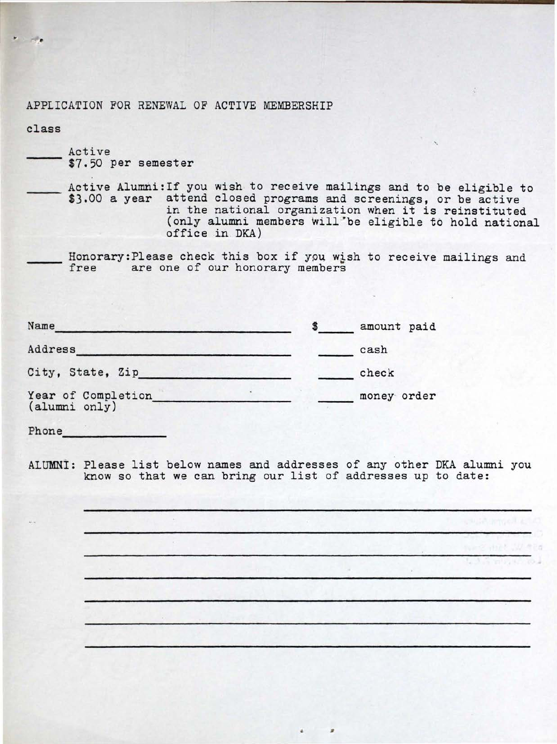# APPLICATION FOR RENEWAL OF ACTIVE MEMBERSHIP

class

_____ Active
$7.50 per semester

_____ Active Alumni: If you wish to receive mailings and to be eligible to
$3.00 a year attend closed programs and screenings, or be active in the national organization when it is reinstituted (only alumni members will be eligible to hold national office in DKA)

_____ Honorary: Please check this box if you wish to receive mailings and
free are one of our honorary members

Name________________________________ $_____ amount paid

Address_____________________________ _____ cash

City, State, Zip____________________ _____ check

Year of Completion__________________ _____ money order
(alumni only)

Phone______________

ALUMNI: Please list below names and addresses of any other DKA alumni you know so that we can bring our list of addresses up to date:

_______________________________________________________________

_______________________________________________________________

_______________________________________________________________

_______________________________________________________________

_______________________________________________________________

_______________________________________________________________

_______________________________________________________________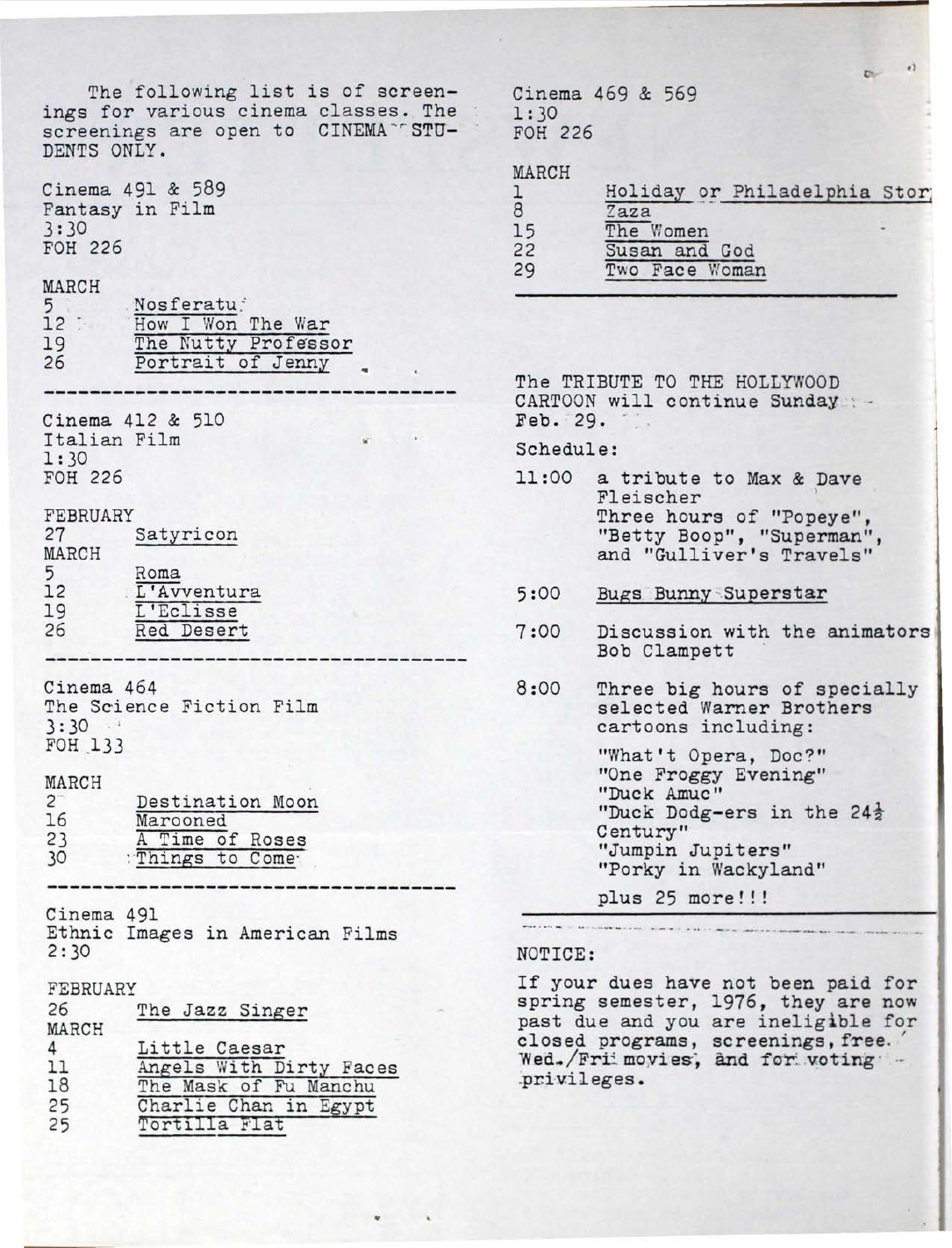The following list is of screenings for various cinema classes. The screenings are open to CINEMA STUDENTS ONLY.

Cinema 491 & 589
Fantasy in Film
3:30
FOH 226

MARCH

| | |
|---|---|
| 5 | Nosferatu |
| 12 | How I Won The War |
| 19 | The Nutty Professor |
| 26 | Portrait of Jenny |

---

Cinema 412 & 510
Italian Film
1:30
FOH 226

| | |
|---|---|
| FEBRUARY | |
| 27 | Satyricon |
| MARCH | |
| 5 | Roma |
| 12 | L'Avventura |
| 19 | L'Eclisse |
| 26 | Red Desert |

---

Cinema 464
The Science Fiction Film
3:30
FOH 133

MARCH

| | |
|---|---|
| 2 | Destination Moon |
| 16 | Marooned |
| 23 | A Time of Roses |
| 30 | Things to Come |

---

Cinema 491
Ethnic Images in American Films
2:30

| | |
|---|---|
| FEBRUARY | |
| 26 | The Jazz Singer |
| MARCH | |
| 4 | Little Caesar |
| 11 | Angels With Dirty Faces |
| 18 | The Mask of Fu Manchu |
| 25 | Charlie Chan in Egypt |
| 25 | Tortilla Flat |

Cinema 469 & 569
1:30
FOH 226

MARCH

| | |
|---|---|
| 1 | Holiday or Philadelphia Stor |
| 8 | Zaza |
| 15 | The Women |
| 22 | Susan and God |
| 29 | Two Face Woman |

---

The TRIBUTE TO THE HOLLYWOOD CARTOON will continue Sunday - Feb. 29.

Schedule:

11:00 a tribute to Max & Dave Fleischer
Three hours of "Popeye", "Betty Boop", "Superman", and "Gulliver's Travels"

5:00 Bugs Bunny Superstar

7:00 Discussion with the animators Bob Clampett

8:00 Three big hours of specially selected Warner Brothers cartoons including:

"What't Opera, Doc?"
"One Froggy Evening"
"Duck Amuc"
"Duck Dodg-ers in the 24½ Century"
"Jumpin Jupiters"
"Porky in Wackyland"

plus 25 more!!!

---

NOTICE:

If your dues have not been paid for spring semester, 1976, they are now past due and you are ineligible for closed programs, screenings, free. Wed./Fri movies, and for voting privileges.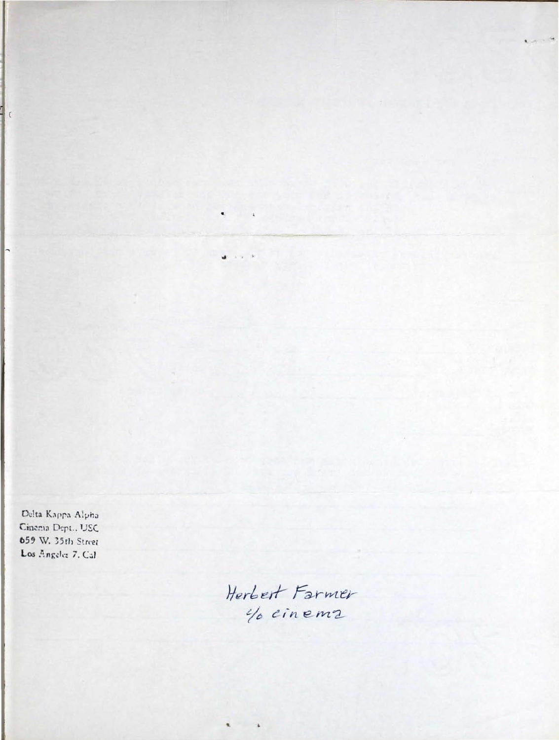Delta Kappa Alpha
Cinema Dept., USC
659 W. 35th Street
Los Angeles 7, Cal

Herbert Farmer
c/o cinema